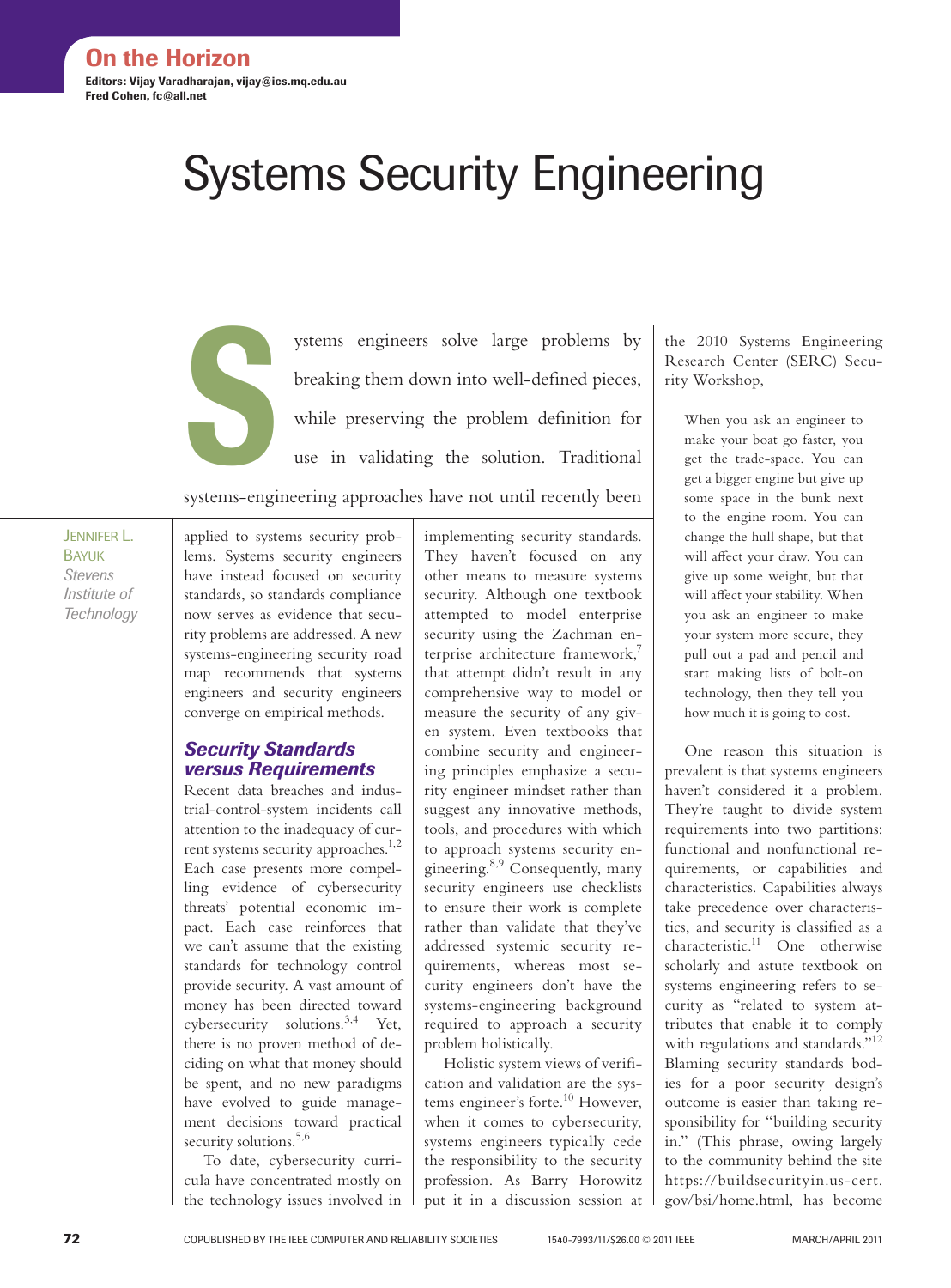# Systems Security Engineering

Jennifer L. Bayuk
*Stevens Institute of Technology*

Systems engineers solve large problems by breaking them down into well-defined pieces, while preserving the problem definition for use in validating the solution. Traditional systems-engineering approaches have not until recently been applied to systems security problems. Systems security engineers have instead focused on security standards, so standards compliance now serves as evidence that security problems are addressed. A new systems-engineering security road map recommends that systems engineers and security engineers converge on empirical methods.

## Security Standards versus Requirements

Recent data breaches and industrial-control-system incidents call attention to the inadequacy of current systems security approaches.[1,2] Each case presents more compelling evidence of cybersecurity threats' potential economic impact. Each case reinforces that we can't assume that the existing standards for technology control provide security. A vast amount of money has been directed toward cybersecurity solutions.[3,4] Yet, there is no proven method of deciding on what that money should be spent, and no new paradigms have evolved to guide management decisions toward practical security solutions.[5,6]

To date, cybersecurity curricula have concentrated mostly on the technology issues involved in implementing security standards. They haven't focused on any other means to measure systems security. Although one textbook attempted to model enterprise security using the Zachman enterprise architecture framework,[7] that attempt didn't result in any comprehensive way to model or measure the security of any given system. Even textbooks that combine security and engineering principles emphasize a security engineer mindset rather than suggest any innovative methods, tools, and procedures with which to approach systems security engineering.[8,9] Consequently, many security engineers use checklists to ensure their work is complete rather than validate that they've addressed systemic security requirements, whereas most security engineers don't have the systems-engineering background required to approach a security problem holistically.

Holistic system views of verification and validation are the systems engineer's forte.[10] However, when it comes to cybersecurity, systems engineers typically cede the responsibility to the security profession. As Barry Horowitz put it in a discussion session at the 2010 Systems Engineering Research Center (SERC) Security Workshop,

> When you ask an engineer to make your boat go faster, you get the trade-space. You can get a bigger engine but give up some space in the bunk next to the engine room. You can change the hull shape, but that will affect your draw. You can give up some weight, but that will affect your stability. When you ask an engineer to make your system more secure, they pull out a pad and pencil and start making lists of bolt-on technology, then they tell you how much it is going to cost.

One reason this situation is prevalent is that systems engineers haven't considered it a problem. They're taught to divide system requirements into two partitions: functional and nonfunctional requirements, or capabilities and characteristics. Capabilities always take precedence over characteristics, and security is classified as a characteristic.[11] One otherwise scholarly and astute textbook on systems engineering refers to security as "related to system attributes that enable it to comply with regulations and standards."[12] Blaming security standards bodies for a poor security design's outcome is easier than taking responsibility for "building security in." (This phrase, owing largely to the community behind the site https://buildsecurityin.us-cert.gov/bsi/home.html, has become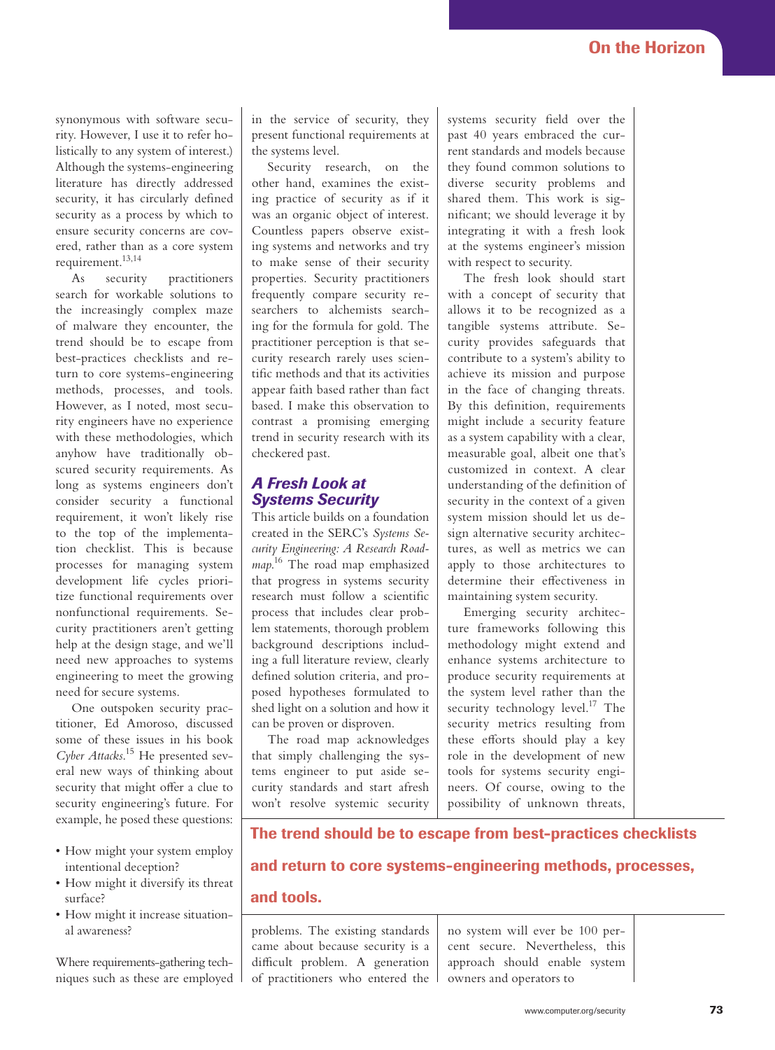synonymous with software security. However, I use it to refer holistically to any system of interest.) Although the systems-engineering literature has directly addressed security, it has circularly defined security as a process by which to ensure security concerns are covered, rather than as a core system requirement.[13,14]

As security practitioners search for workable solutions to the increasingly complex maze of malware they encounter, the trend should be to escape from best-practices checklists and return to core systems-engineering methods, processes, and tools. However, as I noted, most security engineers have no experience with these methodologies, which anyhow have traditionally obscured security requirements. As long as systems engineers don't consider security a functional requirement, it won't likely rise to the top of the implementation checklist. This is because processes for managing system development life cycles prioritize functional requirements over nonfunctional requirements. Security practitioners aren't getting help at the design stage, and we'll need new approaches to systems engineering to meet the growing need for secure systems.

One outspoken security practitioner, Ed Amoroso, discussed some of these issues in his book *Cyber Attacks*.[15] He presented several new ways of thinking about security that might offer a clue to security engineering's future. For example, he posed these questions:

- How might your system employ intentional deception?
- How might it diversify its threat surface?
- How might it increase situational awareness?

Where requirements-gathering techniques such as these are employed in the service of security, they present functional requirements at the systems level.

Security research, on the other hand, examines the existing practice of security as if it was an organic object of interest. Countless papers observe existing systems and networks and try to make sense of their security properties. Security practitioners frequently compare security researchers to alchemists searching for the formula for gold. The practitioner perception is that security research rarely uses scientific methods and that its activities appear faith based rather than fact based. I make this observation to contrast a promising emerging trend in security research with its checkered past.

## A Fresh Look at Systems Security

This article builds on a foundation created in the SERC's *Systems Security Engineering: A Research Roadmap*.[16] The road map emphasized that progress in systems security research must follow a scientific process that includes clear problem statements, thorough problem background descriptions including a full literature review, clearly defined solution criteria, and proposed hypotheses formulated to shed light on a solution and how it can be proven or disproven.

The road map acknowledges that simply challenging the systems engineer to put aside security standards and start afresh won't resolve systemic security problems. The existing standards came about because security is a difficult problem. A generation of practitioners who entered the systems security field over the past 40 years embraced the current standards and models because they found common solutions to diverse security problems and shared them. This work is significant; we should leverage it by integrating it with a fresh look at the systems engineer's mission with respect to security.

The fresh look should start with a concept of security that allows it to be recognized as a tangible systems attribute. Security provides safeguards that contribute to a system's ability to achieve its mission and purpose in the face of changing threats. By this definition, requirements might include a security feature as a system capability with a clear, measurable goal, albeit one that's customized in context. A clear understanding of the definition of security in the context of a given system mission should let us design alternative security architectures, as well as metrics we can apply to those architectures to determine their effectiveness in maintaining system security.

Emerging security architecture frameworks following this methodology might extend and enhance systems architecture to produce security requirements at the system level rather than the security technology level.[17] The security metrics resulting from these efforts should play a key role in the development of new tools for systems security engineers. Of course, owing to the possibility of unknown threats, no system will ever be 100 percent secure. Nevertheless, this approach should enable system owners and operators to

**The trend should be to escape from best-practices checklists and return to core systems-engineering methods, processes, and tools.**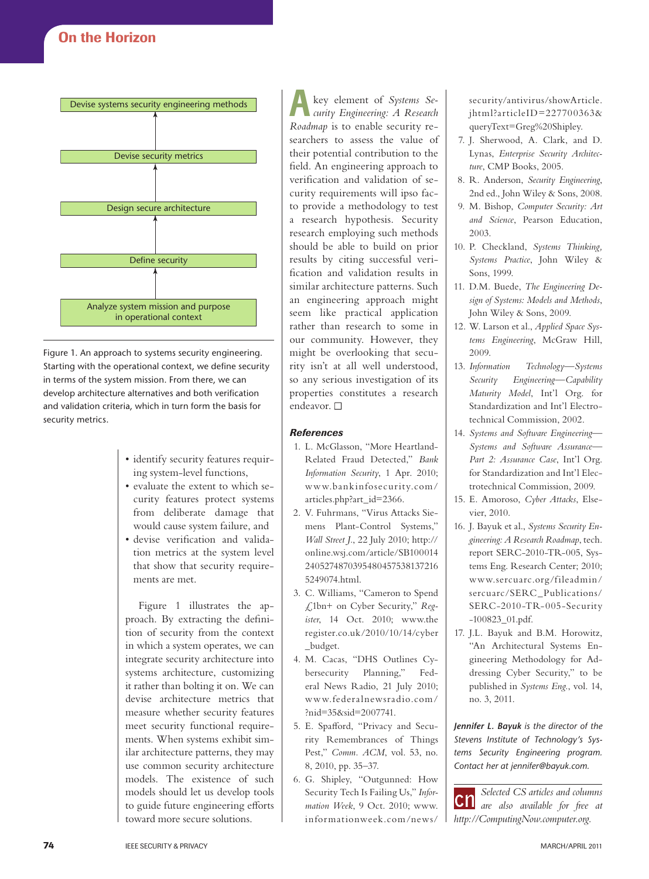Devise systems security engineering methods

Devise security metrics

Design secure architecture

Define security

Analyze system mission and purpose in operational context

Figure 1. An approach to systems security engineering. Starting with the operational context, we define security in terms of the system mission. From there, we can develop architecture alternatives and both verification and validation criteria, which in turn form the basis for security metrics.

- identify security features requiring system-level functions,
- evaluate the extent to which security features protect systems from deliberate damage that would cause system failure, and
- devise verification and validation metrics at the system level that show that security requirements are met.

Figure 1 illustrates the approach. By extracting the definition of security from the context in which a system operates, we can integrate security architecture into systems architecture, customizing it rather than bolting it on. We can devise architecture metrics that measure whether security features meet security functional requirements. When systems exhibit similar architecture patterns, they may use common security architecture models. The existence of such models should let us develop tools to guide future engineering efforts toward more secure solutions.

A key element of *Systems Security Engineering: A Research Roadmap* is to enable security researchers to assess the value of their potential contribution to the field. An engineering approach to verification and validation of security requirements will ipso facto provide a methodology to test a research hypothesis. Security research employing such methods should be able to build on prior results by citing successful verification and validation results in similar architecture patterns. Such an engineering approach might seem like practical application rather than research to some in our community. However, they might be overlooking that security isn't at all well understood, so any serious investigation of its properties constitutes a research endeavor. □

### References

1. L. McGlasson, "More Heartland-Related Fraud Detected," *Bank Information Security*, 1 Apr. 2010; www.bankinfosecurity.com/articles.php?art_id=2366.
2. V. Furhmans, "Virus Attacks Siemens Plant-Control Systems," *Wall Street J.*, 22 July 2010; http://online.wsj.com/article/SB10001424052748703954804575381372165249074.html.
3. C. Williams, "Cameron to Spend £1bn+ on Cyber Security," *Register*, 14 Oct. 2010; www.theregister.co.uk/2010/10/14/cyber_budget.
4. M. Cacas, "DHS Outlines Cybersecurity Planning," Federal News Radio, 21 July 2010; www.federalnewsradio.com/?nid=35&sid=2007741.
5. E. Spafford, "Privacy and Security Remembrances of Things Pest," *Comm. ACM*, vol. 53, no. 8, 2010, pp. 35–37.
6. G. Shipley, "Outgunned: How Security Tech Is Failing Us," *Information Week*, 9 Oct. 2010; www.informationweek.com/news/security/antivirus/showArticle.jhtml?articleID=227700363&queryText=Greg%20Shipley.
7. J. Sherwood, A. Clark, and D. Lynas, *Enterprise Security Architecture*, CMP Books, 2005.
8. R. Anderson, *Security Engineering*, 2nd ed., John Wiley & Sons, 2008.
9. M. Bishop, *Computer Security: Art and Science*, Pearson Education, 2003.
10. P. Checkland, *Systems Thinking, Systems Practice*, John Wiley & Sons, 1999.
11. D.M. Buede, *The Engineering Design of Systems: Models and Methods*, John Wiley & Sons, 2009.
12. W. Larson et al., *Applied Space Systems Engineering*, McGraw Hill, 2009.
13. *Information Technology—Systems Security Engineering—Capability Maturity Model*, Int'l Org. for Standardization and Int'l Electrotechnical Commission, 2002.
14. *Systems and Software Engineering—Systems and Software Assurance—Part 2: Assurance Case*, Int'l Org. for Standardization and Int'l Electrotechnical Commission, 2009.
15. E. Amoroso, *Cyber Attacks*, Elsevier, 2010.
16. J. Bayuk et al., *Systems Security Engineering: A Research Roadmap*, tech. report SERC-2010-TR-005, Systems Eng. Research Center; 2010; www.sercuarc.org/fileadmin/sercuarc/SERC_Publications/SERC-2010-TR-005-Security-100823_01.pdf.
17. J.L. Bayuk and B.M. Horowitz, "An Architectural Systems Engineering Methodology for Addressing Cyber Security," to be published in *Systems Eng.*, vol. 14, no. 3, 2011.

***Jennifer L. Bayuk*** *is the director of the Stevens Institute of Technology's Systems Security Engineering program. Contact her at jennifer@bayuk.com.*

*Selected CS articles and columns are also available for free at http://ComputingNow.computer.org.*